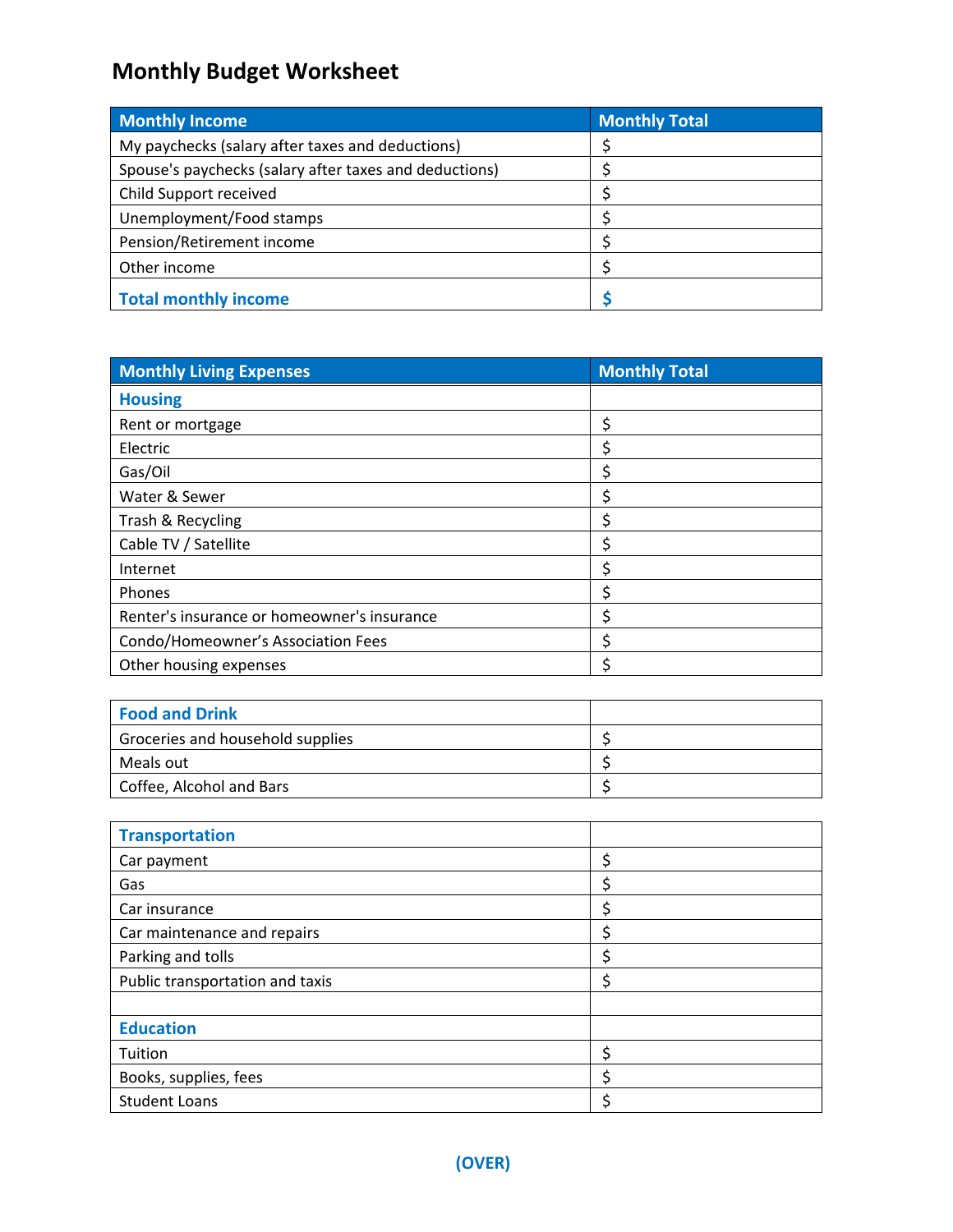# Monthly Budget Worksheet

| Monthly Income | Monthly Total |
|---|---|
| My paychecks (salary after taxes and deductions) | $ |
| Spouse's paychecks (salary after taxes and deductions) | $ |
| Child Support received | $ |
| Unemployment/Food stamps | $ |
| Pension/Retirement income | $ |
| Other income | $ |
| **Total monthly income** | **$** |

| Monthly Living Expenses | Monthly Total |
|---|---|
| **Housing** | |
| Rent or mortgage | $ |
| Electric | $ |
| Gas/Oil | $ |
| Water & Sewer | $ |
| Trash & Recycling | $ |
| Cable TV / Satellite | $ |
| Internet | $ |
| Phones | $ |
| Renter's insurance or homeowner's insurance | $ |
| Condo/Homeowner’s Association Fees | $ |
| Other housing expenses | $ |
| **Food and Drink** | |
| Groceries and household supplies | $ |
| Meals out | $ |
| Coffee, Alcohol and Bars | $ |
| **Transportation** | |
| Car payment | $ |
| Gas | $ |
| Car insurance | $ |
| Car maintenance and repairs | $ |
| Parking and tolls | $ |
| Public transportation and taxis | $ |
| | |
| **Education** | |
| Tuition | $ |
| Books, supplies, fees | $ |
| Student Loans | $ |

**(OVER)**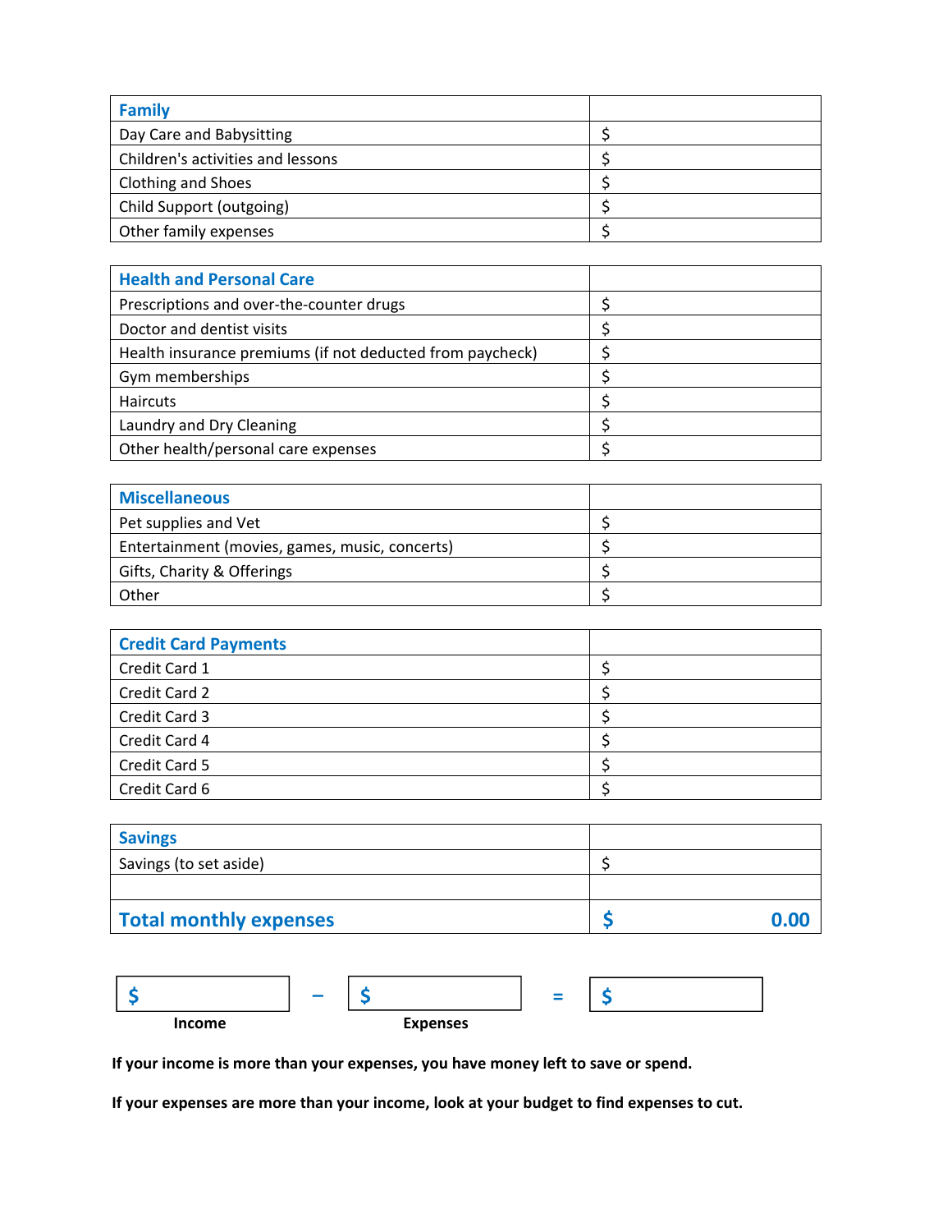| Family | |
|---|---|
| Day Care and Babysitting | $ |
| Children's activities and lessons | $ |
| Clothing and Shoes | $ |
| Child Support (outgoing) | $ |
| Other family expenses | $ |

| Health and Personal Care | |
|---|---|
| Prescriptions and over-the-counter drugs | $ |
| Doctor and dentist visits | $ |
| Health insurance premiums (if not deducted from paycheck) | $ |
| Gym memberships | $ |
| Haircuts | $ |
| Laundry and Dry Cleaning | $ |
| Other health/personal care expenses | $ |

| Miscellaneous | |
|---|---|
| Pet supplies and Vet | $ |
| Entertainment (movies, games, music, concerts) | $ |
| Gifts, Charity & Offerings | $ |
| Other | $ |

| Credit Card Payments | |
|---|---|
| Credit Card 1 | $ |
| Credit Card 2 | $ |
| Credit Card 3 | $ |
| Credit Card 4 | $ |
| Credit Card 5 | $ |
| Credit Card 6 | $ |

| Savings | |
|---|---|
| Savings (to set aside) | $ |
| | |
| **Total monthly expenses** | **$ 0.00** |

| $ | – | $ | = | $ |
|---|---|---|---|---|
| **Income** | | **Expenses** | | |

**If your income is more than your expenses, you have money left to save or spend.**

**If your expenses are more than your income, look at your budget to find expenses to cut.**